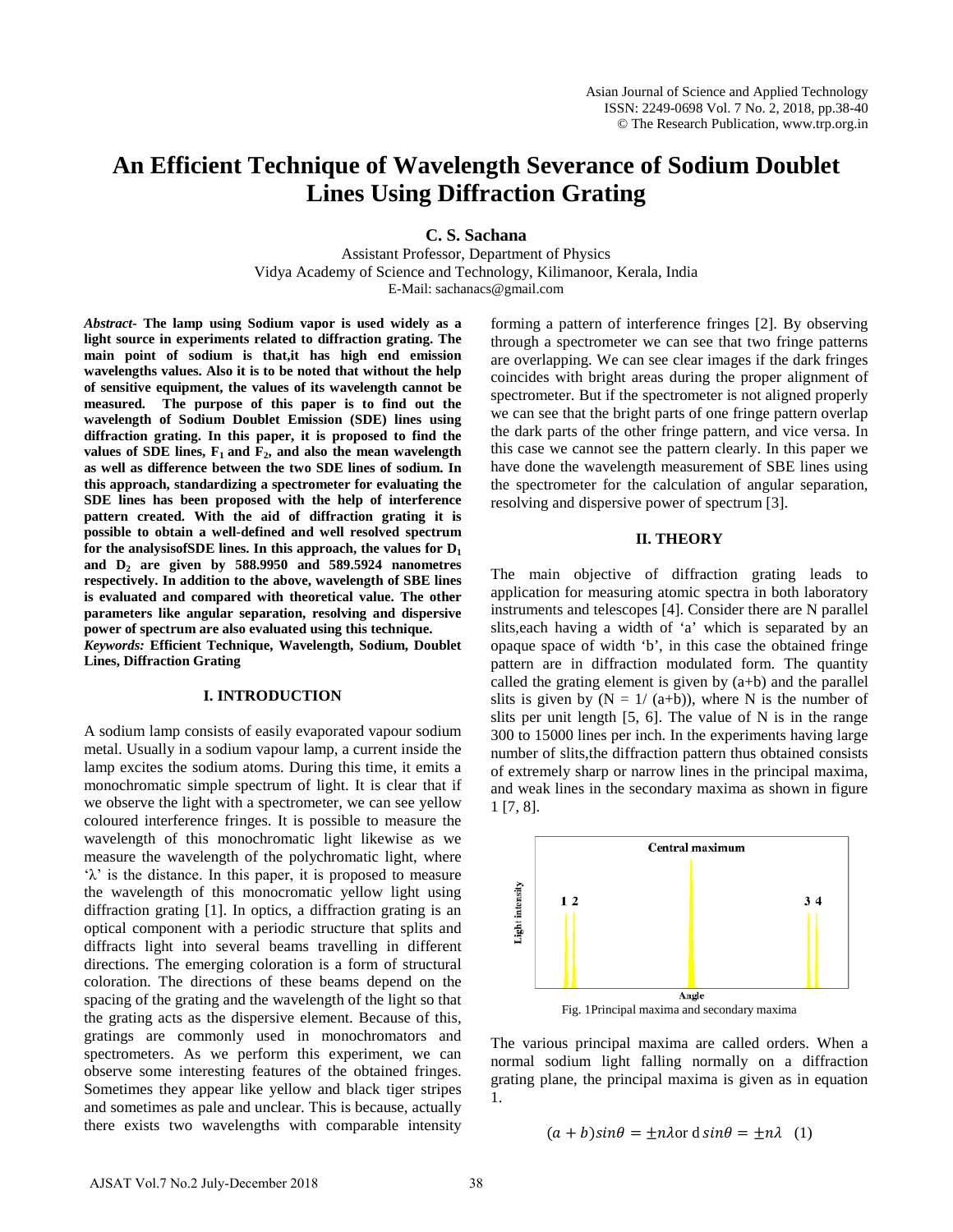# An Efficient Technique of Wavelength Severance of Sodium Doublet Lines Using Diffraction Grating

**C. S. Sachana**

Assistant Professor, Department of Physics
Vidya Academy of Science and Technology, Kilimanoor, Kerala, India
E-Mail: sachanacs@gmail.com

***Abstract*- The lamp using Sodium vapor is used widely as a light source in experiments related to diffraction grating. The main point of sodium is that,it has high end emission wavelengths values. Also it is to be noted that without the help of sensitive equipment, the values of its wavelength cannot be measured. The purpose of this paper is to find out the wavelength of Sodium Doublet Emission (SDE) lines using diffraction grating. In this paper, it is proposed to find the values of SDE lines, $F_1$ and $F_2$, and also the mean wavelength as well as difference between the two SDE lines of sodium. In this approach, standardizing a spectrometer for evaluating the SDE lines has been proposed with the help of interference pattern created. With the aid of diffraction grating it is possible to obtain a well-defined and well resolved spectrum for the analysisofSDE lines. In this approach, the values for $D_1$ and $D_2$ are given by 588.9950 and 589.5924 nanometres respectively. In addition to the above, wavelength of SBE lines is evaluated and compared with theoretical value. The other parameters like angular separation, resolving and dispersive power of spectrum are also evaluated using this technique.**

***Keywords:* Efficient Technique, Wavelength, Sodium, Doublet Lines, Diffraction Grating**

## I. INTRODUCTION

A sodium lamp consists of easily evaporated vapour sodium metal. Usually in a sodium vapour lamp, a current inside the lamp excites the sodium atoms. During this time, it emits a monochromatic simple spectrum of light. It is clear that if we observe the light with a spectrometer, we can see yellow coloured interference fringes. It is possible to measure the wavelength of this monochromatic light likewise as we measure the wavelength of the polychromatic light, where '$\lambda$' is the distance. In this paper, it is proposed to measure the wavelength of this monocromatic yellow light using diffraction grating [1]. In optics, a diffraction grating is an optical component with a periodic structure that splits and diffracts light into several beams travelling in different directions. The emerging coloration is a form of structural coloration. The directions of these beams depend on the spacing of the grating and the wavelength of the light so that the grating acts as the dispersive element. Because of this, gratings are commonly used in monochromators and spectrometers. As we perform this experiment, we can observe some interesting features of the obtained fringes. Sometimes they appear like yellow and black tiger stripes and sometimes as pale and unclear. This is because, actually there exists two wavelengths with comparable intensity forming a pattern of interference fringes [2]. By observing through a spectrometer we can see that two fringe patterns are overlapping. We can see clear images if the dark fringes coincides with bright areas during the proper alignment of spectrometer. But if the spectrometer is not aligned properly we can see that the bright parts of one fringe pattern overlap the dark parts of the other fringe pattern, and vice versa. In this case we cannot see the pattern clearly. In this paper we have done the wavelength measurement of SBE lines using the spectrometer for the calculation of angular separation, resolving and dispersive power of spectrum [3].

## II. THEORY

The main objective of diffraction grating leads to application for measuring atomic spectra in both laboratory instruments and telescopes [4]. Consider there are N parallel slits,each having a width of 'a' which is separated by an opaque space of width 'b', in this case the obtained fringe pattern are in diffraction modulated form. The quantity called the grating element is given by (a+b) and the parallel slits is given by ($N = 1/(a+b)$), where N is the number of slits per unit length [5, 6]. The value of N is in the range 300 to 15000 lines per inch. In the experiments having large number of slits,the diffraction pattern thus obtained consists of extremely sharp or narrow lines in the principal maxima, and weak lines in the secondary maxima as shown in figure 1 [7, 8].

Fig. 1 Principal maxima and secondary maxima

The various principal maxima are called orders. When a normal sodium light falling normally on a diffraction grating plane, the principal maxima is given as in equation 1.

$$(a + b) sin\theta = \pm n\lambda \text{ or } d\, sin\theta = \pm n\lambda \quad (1)$$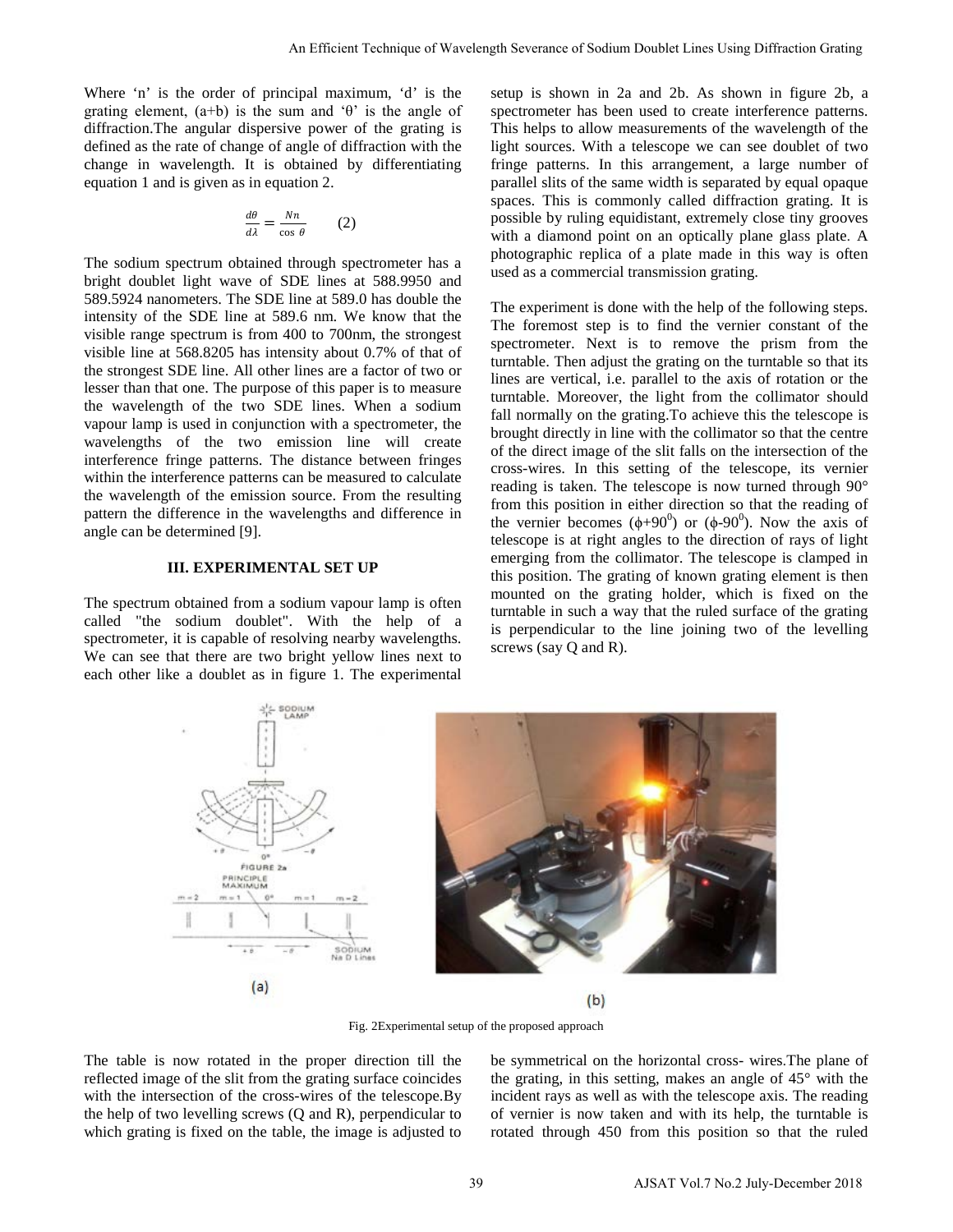Where 'n' is the order of principal maximum, 'd' is the grating element, (a+b) is the sum and 'θ' is the angle of diffraction.The angular dispersive power of the grating is defined as the rate of change of angle of diffraction with the change in wavelength. It is obtained by differentiating equation 1 and is given as in equation 2.

$$\frac{d\theta}{d\lambda} = \frac{Nn}{\cos\theta} \qquad (2)$$

The sodium spectrum obtained through spectrometer has a bright doublet light wave of SDE lines at 588.9950 and 589.5924 nanometers. The SDE line at 589.0 has double the intensity of the SDE line at 589.6 nm. We know that the visible range spectrum is from 400 to 700nm, the strongest visible line at 568.8205 has intensity about 0.7% of that of the strongest SDE line. All other lines are a factor of two or lesser than that one. The purpose of this paper is to measure the wavelength of the two SDE lines. When a sodium vapour lamp is used in conjunction with a spectrometer, the wavelengths of the two emission line will create interference fringe patterns. The distance between fringes within the interference patterns can be measured to calculate the wavelength of the emission source. From the resulting pattern the difference in the wavelengths and difference in angle can be determined [9].

## III. EXPERIMENTAL SET UP

The spectrum obtained from a sodium vapour lamp is often called "the sodium doublet". With the help of a spectrometer, it is capable of resolving nearby wavelengths. We can see that there are two bright yellow lines next to each other like a doublet as in figure 1. The experimental setup is shown in 2a and 2b. As shown in figure 2b, a spectrometer has been used to create interference patterns. This helps to allow measurements of the wavelength of the light sources. With a telescope we can see doublet of two fringe patterns. In this arrangement, a large number of parallel slits of the same width is separated by equal opaque spaces. This is commonly called diffraction grating. It is possible by ruling equidistant, extremely close tiny grooves with a diamond point on an optically plane glass plate. A photographic replica of a plate made in this way is often used as a commercial transmission grating.

The experiment is done with the help of the following steps. The foremost step is to find the vernier constant of the spectrometer. Next is to remove the prism from the turntable. Then adjust the grating on the turntable so that its lines are vertical, i.e. parallel to the axis of rotation or the turntable. Moreover, the light from the collimator should fall normally on the grating.To achieve this the telescope is brought directly in line with the collimator so that the centre of the direct image of the slit falls on the intersection of the cross-wires. In this setting of the telescope, its vernier reading is taken. The telescope is now turned through 90° from this position in either direction so that the reading of the vernier becomes ($\phi$+90$^0$) or ($\phi$-90$^0$). Now the axis of telescope is at right angles to the direction of rays of light emerging from the collimator. The telescope is clamped in this position. The grating of known grating element is then mounted on the grating holder, which is fixed on the turntable in such a way that the ruled surface of the grating is perpendicular to the line joining two of the levelling screws (say Q and R).

Fig. 2Experimental setup of the proposed approach

The table is now rotated in the proper direction till the reflected image of the slit from the grating surface coincides with the intersection of the cross-wires of the telescope.By the help of two levelling screws (Q and R), perpendicular to which grating is fixed on the table, the image is adjusted to be symmetrical on the horizontal cross- wires.The plane of the grating, in this setting, makes an angle of 45° with the incident rays as well as with the telescope axis. The reading of vernier is now taken and with its help, the turntable is rotated through 450 from this position so that the ruled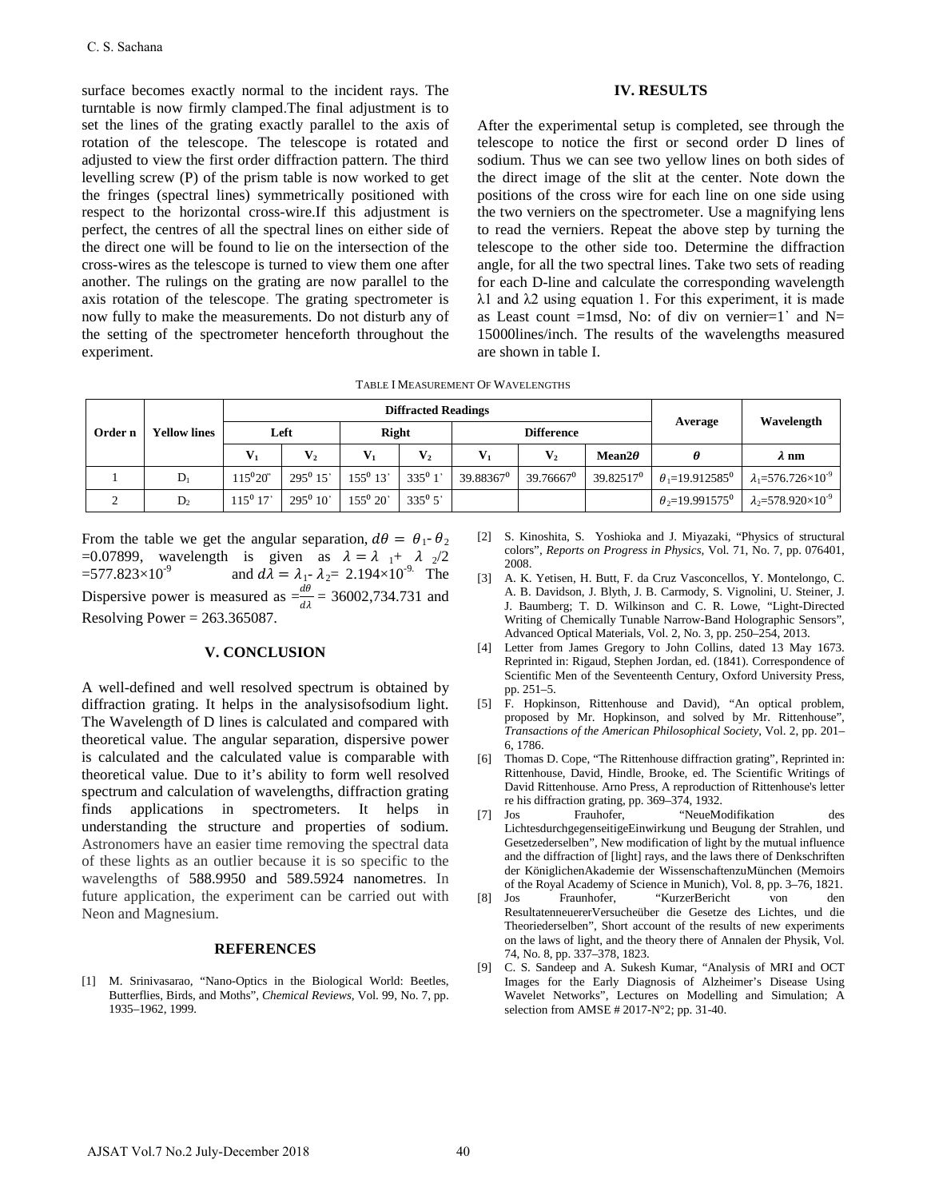surface becomes exactly normal to the incident rays. The turntable is now firmly clamped.The final adjustment is to set the lines of the grating exactly parallel to the axis of rotation of the telescope. The telescope is rotated and adjusted to view the first order diffraction pattern. The third levelling screw (P) of the prism table is now worked to get the fringes (spectral lines) symmetrically positioned with respect to the horizontal cross-wire.If this adjustment is perfect, the centres of all the spectral lines on either side of the direct one will be found to lie on the intersection of the cross-wires as the telescope is turned to view them one after another. The rulings on the grating are now parallel to the axis rotation of the telescope. The grating spectrometer is now fully to make the measurements. Do not disturb any of the setting of the spectrometer henceforth throughout the experiment.

## IV. RESULTS

After the experimental setup is completed, see through the telescope to notice the first or second order D lines of sodium. Thus we can see two yellow lines on both sides of the direct image of the slit at the center. Note down the positions of the cross wire for each line on one side using the two verniers on the spectrometer. Use a magnifying lens to read the verniers. Repeat the above step by turning the telescope to the other side too. Determine the diffraction angle, for all the two spectral lines. Take two sets of reading for each D-line and calculate the corresponding wavelength λ1 and λ2 using equation 1. For this experiment, it is made as Least count =1msd, No: of div on vernier=1` and N= 15000lines/inch. The results of the wavelengths measured are shown in table I.

TABLE I MEASUREMENT OF WAVELENGTHS

| Order n | Yellow lines | Diffracted Readings | | | | | | | Average | Wavelength |
|---|---|---|---|---|---|---|---|---|---|---|
| | | Left | | Right | | Difference | | | | |
| | | $V_1$ | $V_2$ | $V_1$ | $V_2$ | $V_1$ | $V_2$ | Mean$2\theta$ | $\theta$ | $\lambda$ nm |
| 1 | $D_1$ | $115^0 20$` | $295^0 15$` | $155^0 13$` | $335^0 1$` | $39.88367^0$ | $39.76667^0$ | $39.82517^0$ | $\theta_1=19.912585^0$ | $\lambda_1=576.726\times10^{-9}$ |
| 2 | $D_2$ | $115^0 17$` | $295^0 10$` | $155^0 20$` | $335^0 5$` | | | | $\theta_2=19.991575^0$ | $\lambda_2=578.920\times10^{-9}$ |

From the table we get the angular separation, $d\theta = \theta_1 - \theta_2$ =0.07899, wavelength is given as $\lambda = \lambda_1 + \lambda_2/2$ $=577.823\times10^{-9}$ and $d\lambda = \lambda_1 - \lambda_2 = 2.194\times10^{-9.}$ The Dispersive power is measured as $=\frac{d\theta}{d\lambda}$ = 36002,734.731 and Resolving Power = 263.365087.

## V. CONCLUSION

A well-defined and well resolved spectrum is obtained by diffraction grating. It helps in the analysisofsodium light. The Wavelength of D lines is calculated and compared with theoretical value. The angular separation, dispersive power is calculated and the calculated value is comparable with theoretical value. Due to it's ability to form well resolved spectrum and calculation of wavelengths, diffraction grating finds applications in spectrometers. It helps in understanding the structure and properties of sodium. Astronomers have an easier time removing the spectral data of these lights as an outlier because it is so specific to the wavelengths of 588.9950 and 589.5924 nanometres. In future application, the experiment can be carried out with Neon and Magnesium.

## REFERENCES

[1] M. Srinivasarao, "Nano-Optics in the Biological World: Beetles, Butterflies, Birds, and Moths", *Chemical Reviews*, Vol. 99, No. 7, pp. 1935–1962, 1999.

[2] S. Kinoshita, S. Yoshioka and J. Miyazaki, "Physics of structural colors", *Reports on Progress in Physics*, Vol. 71, No. 7, pp. 076401, 2008.

[3] A. K. Yetisen, H. Butt, F. da Cruz Vasconcellos, Y. Montelongo, C. A. B. Davidson, J. Blyth, J. B. Carmody, S. Vignolini, U. Steiner, J. J. Baumberg; T. D. Wilkinson and C. R. Lowe, "Light-Directed Writing of Chemically Tunable Narrow-Band Holographic Sensors", Advanced Optical Materials, Vol. 2, No. 3, pp. 250–254, 2013.

[4] Letter from James Gregory to John Collins, dated 13 May 1673. Reprinted in: Rigaud, Stephen Jordan, ed. (1841). Correspondence of Scientific Men of the Seventeenth Century, Oxford University Press, pp. 251–5.

[5] F. Hopkinson, Rittenhouse and David), "An optical problem, proposed by Mr. Hopkinson, and solved by Mr. Rittenhouse", *Transactions of the American Philosophical Society*, Vol. 2, pp. 201–6, 1786.

[6] Thomas D. Cope, "The Rittenhouse diffraction grating", Reprinted in: Rittenhouse, David, Hindle, Brooke, ed. The Scientific Writings of David Rittenhouse. Arno Press, A reproduction of Rittenhouse's letter re his diffraction grating, pp. 369–374, 1932.

[7] Jos Frauhofer, "NeueModifikation des LichtesdurchgegenseitigeEinwirkung und Beugung der Strahlen, und Gesetzederselben", New modification of light by the mutual influence and the diffraction of [light] rays, and the laws there of Denkschriften der KöniglichenAkademie der WissenschaftenzuMünchen (Memoirs of the Royal Academy of Science in Munich), Vol. 8, pp. 3–76, 1821.

[8] Jos Fraunhofer, "KurzerBericht von den ResultatenneuererVersucheüber die Gesetze des Lichtes, und die Theoriederselben", Short account of the results of new experiments on the laws of light, and the theory there of Annalen der Physik, Vol. 74, No. 8, pp. 337–378, 1823.

[9] C. S. Sandeep and A. Sukesh Kumar, "Analysis of MRI and OCT Images for the Early Diagnosis of Alzheimer's Disease Using Wavelet Networks", Lectures on Modelling and Simulation; A selection from AMSE # 2017-N°2; pp. 31-40.